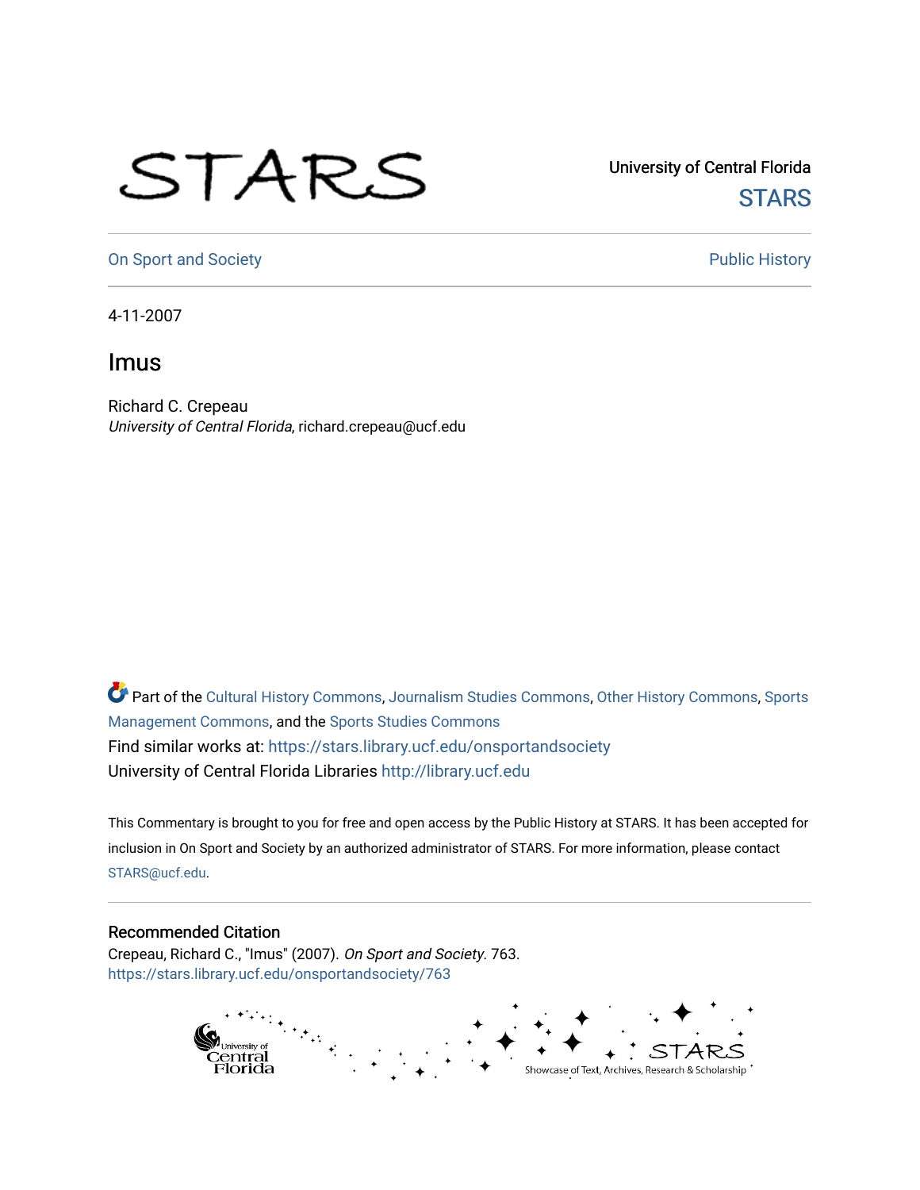University of Central Florida

STARS

On Sport and Society

Public History

4-11-2007

# Imus

Richard C. Crepeau

*University of Central Florida*, richard.crepeau@ucf.edu

Part of the Cultural History Commons, Journalism Studies Commons, Other History Commons, Sports Management Commons, and the Sports Studies Commons

Find similar works at: https://stars.library.ucf.edu/onsportandsociety

University of Central Florida Libraries http://library.ucf.edu

This Commentary is brought to you for free and open access by the Public History at STARS. It has been accepted for inclusion in On Sport and Society by an authorized administrator of STARS. For more information, please contact STARS@ucf.edu.

## Recommended Citation

Crepeau, Richard C., "Imus" (2007). *On Sport and Society*. 763.

https://stars.library.ucf.edu/onsportandsociety/763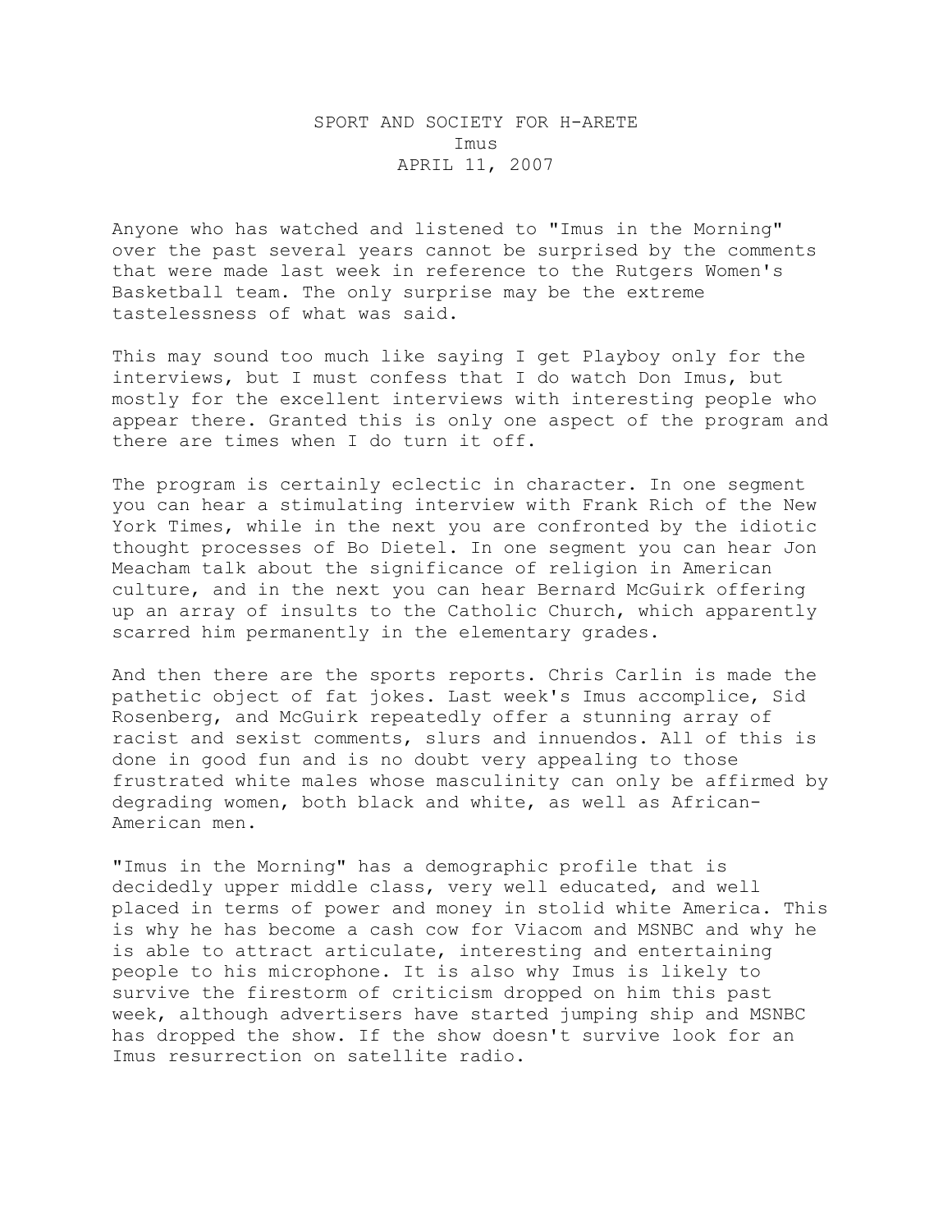SPORT AND SOCIETY FOR H-ARETE
Imus
APRIL 11, 2007

Anyone who has watched and listened to "Imus in the Morning" over the past several years cannot be surprised by the comments that were made last week in reference to the Rutgers Women's Basketball team. The only surprise may be the extreme tastelessness of what was said.

This may sound too much like saying I get Playboy only for the interviews, but I must confess that I do watch Don Imus, but mostly for the excellent interviews with interesting people who appear there. Granted this is only one aspect of the program and there are times when I do turn it off.

The program is certainly eclectic in character. In one segment you can hear a stimulating interview with Frank Rich of the New York Times, while in the next you are confronted by the idiotic thought processes of Bo Dietel. In one segment you can hear Jon Meacham talk about the significance of religion in American culture, and in the next you can hear Bernard McGuirk offering up an array of insults to the Catholic Church, which apparently scarred him permanently in the elementary grades.

And then there are the sports reports. Chris Carlin is made the pathetic object of fat jokes. Last week's Imus accomplice, Sid Rosenberg, and McGuirk repeatedly offer a stunning array of racist and sexist comments, slurs and innuendos. All of this is done in good fun and is no doubt very appealing to those frustrated white males whose masculinity can only be affirmed by degrading women, both black and white, as well as African-American men.

"Imus in the Morning" has a demographic profile that is decidedly upper middle class, very well educated, and well placed in terms of power and money in stolid white America. This is why he has become a cash cow for Viacom and MSNBC and why he is able to attract articulate, interesting and entertaining people to his microphone. It is also why Imus is likely to survive the firestorm of criticism dropped on him this past week, although advertisers have started jumping ship and MSNBC has dropped the show. If the show doesn't survive look for an Imus resurrection on satellite radio.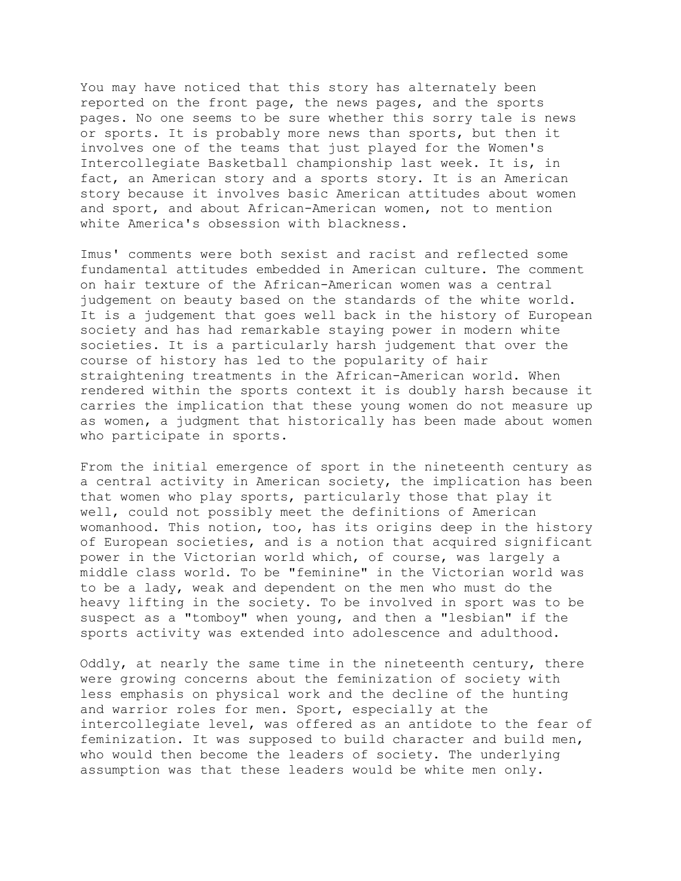You may have noticed that this story has alternately been reported on the front page, the news pages, and the sports pages. No one seems to be sure whether this sorry tale is news or sports. It is probably more news than sports, but then it involves one of the teams that just played for the Women's Intercollegiate Basketball championship last week. It is, in fact, an American story and a sports story. It is an American story because it involves basic American attitudes about women and sport, and about African-American women, not to mention white America's obsession with blackness.

Imus' comments were both sexist and racist and reflected some fundamental attitudes embedded in American culture. The comment on hair texture of the African-American women was a central judgement on beauty based on the standards of the white world. It is a judgement that goes well back in the history of European society and has had remarkable staying power in modern white societies. It is a particularly harsh judgement that over the course of history has led to the popularity of hair straightening treatments in the African-American world. When rendered within the sports context it is doubly harsh because it carries the implication that these young women do not measure up as women, a judgment that historically has been made about women who participate in sports.

From the initial emergence of sport in the nineteenth century as a central activity in American society, the implication has been that women who play sports, particularly those that play it well, could not possibly meet the definitions of American womanhood. This notion, too, has its origins deep in the history of European societies, and is a notion that acquired significant power in the Victorian world which, of course, was largely a middle class world. To be "feminine" in the Victorian world was to be a lady, weak and dependent on the men who must do the heavy lifting in the society. To be involved in sport was to be suspect as a "tomboy" when young, and then a "lesbian" if the sports activity was extended into adolescence and adulthood.

Oddly, at nearly the same time in the nineteenth century, there were growing concerns about the feminization of society with less emphasis on physical work and the decline of the hunting and warrior roles for men. Sport, especially at the intercollegiate level, was offered as an antidote to the fear of feminization. It was supposed to build character and build men, who would then become the leaders of society. The underlying assumption was that these leaders would be white men only.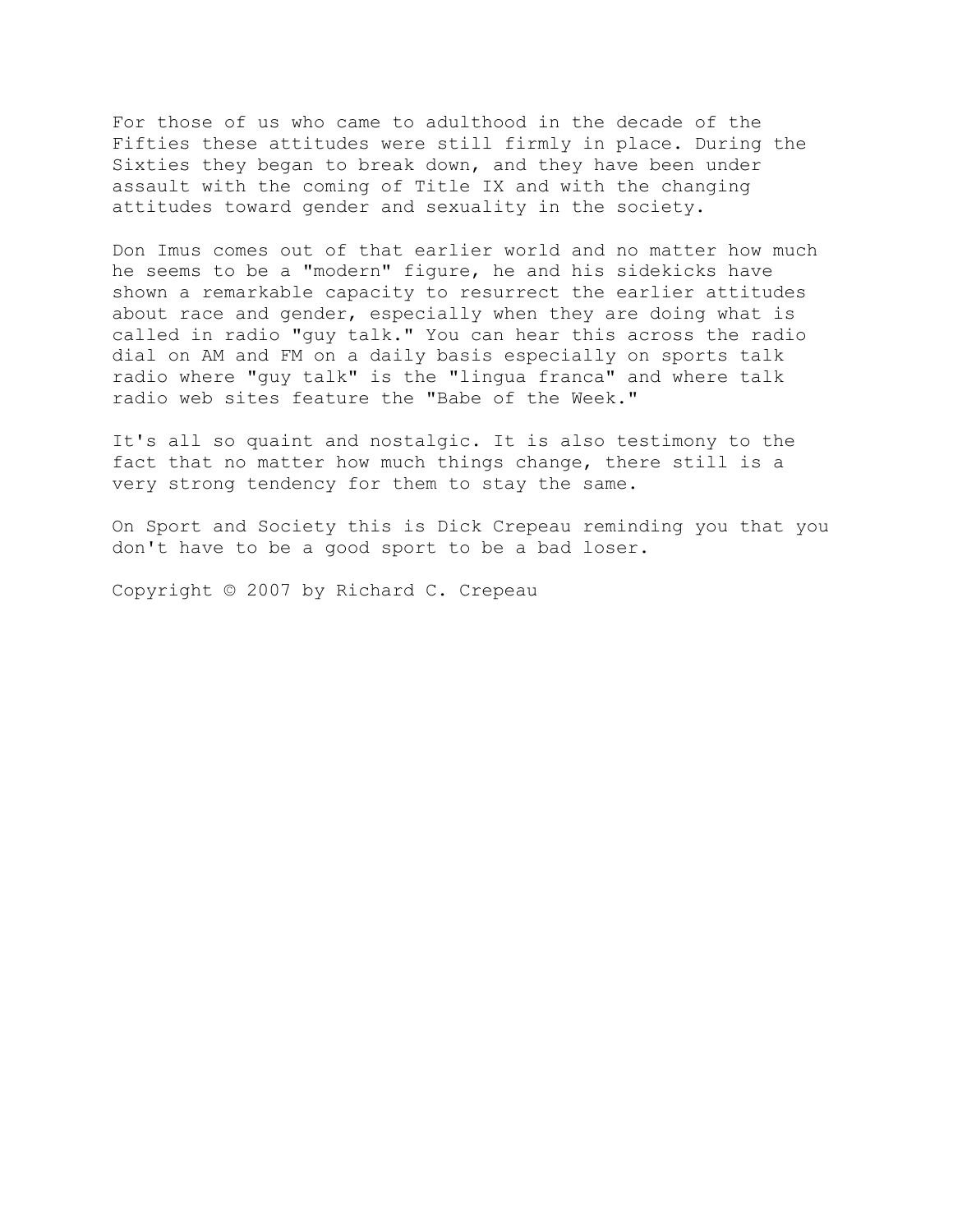For those of us who came to adulthood in the decade of the Fifties these attitudes were still firmly in place. During the Sixties they began to break down, and they have been under assault with the coming of Title IX and with the changing attitudes toward gender and sexuality in the society.

Don Imus comes out of that earlier world and no matter how much he seems to be a "modern" figure, he and his sidekicks have shown a remarkable capacity to resurrect the earlier attitudes about race and gender, especially when they are doing what is called in radio "guy talk." You can hear this across the radio dial on AM and FM on a daily basis especially on sports talk radio where "guy talk" is the "lingua franca" and where talk radio web sites feature the "Babe of the Week."

It's all so quaint and nostalgic. It is also testimony to the fact that no matter how much things change, there still is a very strong tendency for them to stay the same.

On Sport and Society this is Dick Crepeau reminding you that you don't have to be a good sport to be a bad loser.

Copyright © 2007 by Richard C. Crepeau